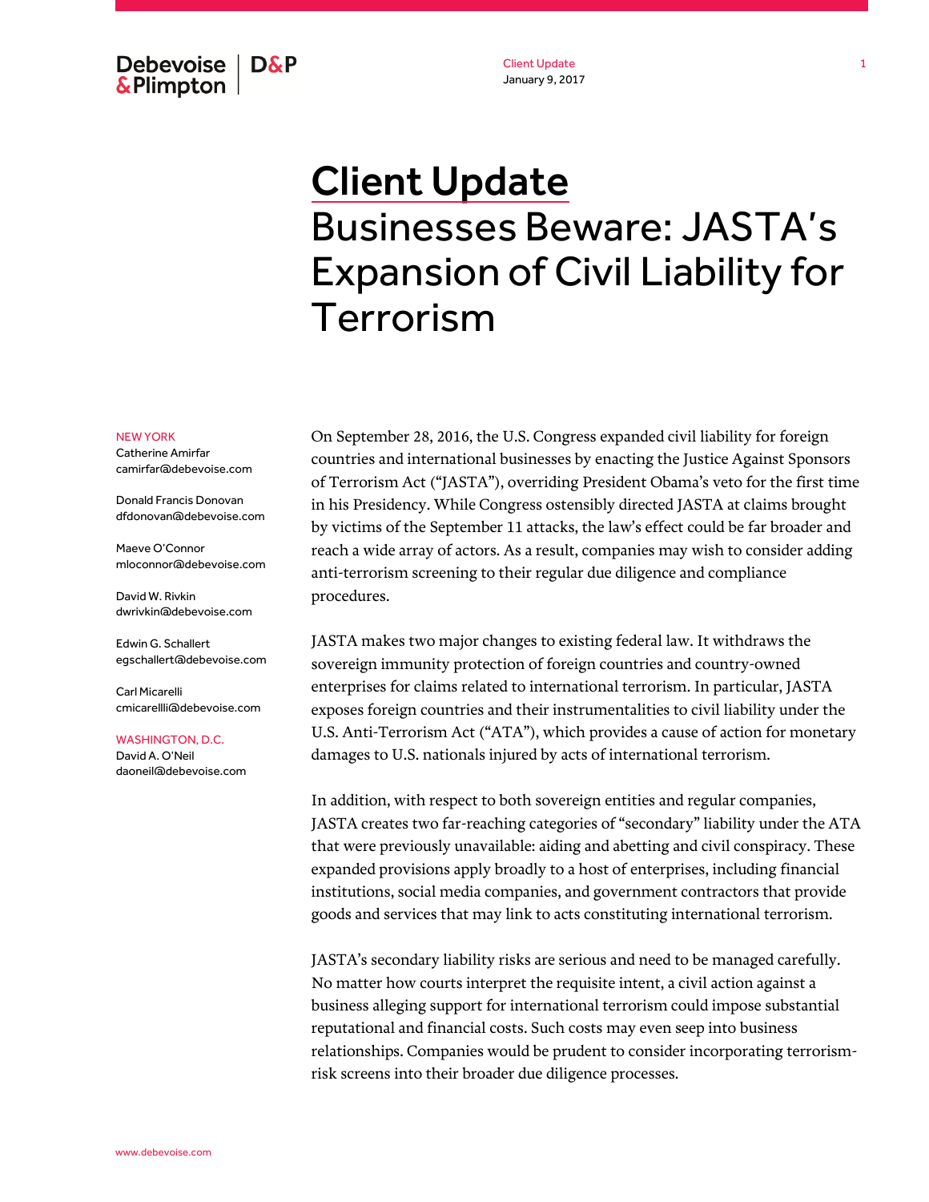Debevoise & Plimpton | D&P

Client Update
January 9, 2017

# Client Update
# Businesses Beware: JASTA's Expansion of Civil Liability for Terrorism

NEW YORK

Catherine Amirfar
camirfar@debevoise.com

Donald Francis Donovan
dfdonovan@debevoise.com

Maeve O'Connor
mloconnor@debevoise.com

David W. Rivkin
dwrivkin@debevoise.com

Edwin G. Schallert
egschallert@debevoise.com

Carl Micarelli
cmicarellli@debevoise.com

WASHINGTON, D.C.

David A. O'Neil
daoneil@debevoise.com

On September 28, 2016, the U.S. Congress expanded civil liability for foreign countries and international businesses by enacting the Justice Against Sponsors of Terrorism Act ("JASTA"), overriding President Obama's veto for the first time in his Presidency. While Congress ostensibly directed JASTA at claims brought by victims of the September 11 attacks, the law's effect could be far broader and reach a wide array of actors. As a result, companies may wish to consider adding anti-terrorism screening to their regular due diligence and compliance procedures.

JASTA makes two major changes to existing federal law. It withdraws the sovereign immunity protection of foreign countries and country-owned enterprises for claims related to international terrorism. In particular, JASTA exposes foreign countries and their instrumentalities to civil liability under the U.S. Anti-Terrorism Act ("ATA"), which provides a cause of action for monetary damages to U.S. nationals injured by acts of international terrorism.

In addition, with respect to both sovereign entities and regular companies, JASTA creates two far-reaching categories of "secondary" liability under the ATA that were previously unavailable: aiding and abetting and civil conspiracy. These expanded provisions apply broadly to a host of enterprises, including financial institutions, social media companies, and government contractors that provide goods and services that may link to acts constituting international terrorism.

JASTA's secondary liability risks are serious and need to be managed carefully. No matter how courts interpret the requisite intent, a civil action against a business alleging support for international terrorism could impose substantial reputational and financial costs. Such costs may even seep into business relationships. Companies would be prudent to consider incorporating terrorism-risk screens into their broader due diligence processes.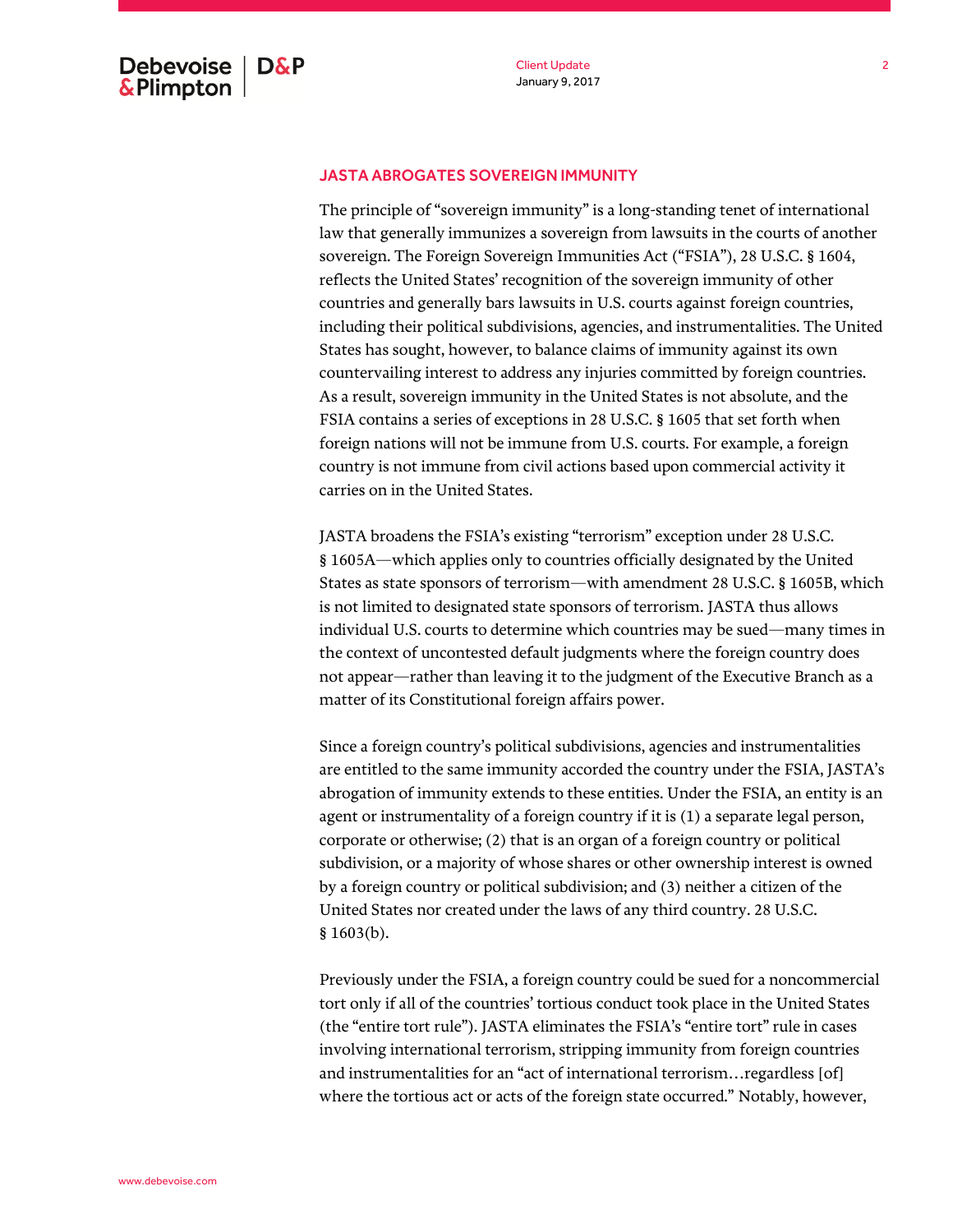## JASTA ABROGATES SOVEREIGN IMMUNITY

The principle of "sovereign immunity" is a long-standing tenet of international law that generally immunizes a sovereign from lawsuits in the courts of another sovereign. The Foreign Sovereign Immunities Act ("FSIA"), 28 U.S.C. § 1604, reflects the United States' recognition of the sovereign immunity of other countries and generally bars lawsuits in U.S. courts against foreign countries, including their political subdivisions, agencies, and instrumentalities. The United States has sought, however, to balance claims of immunity against its own countervailing interest to address any injuries committed by foreign countries. As a result, sovereign immunity in the United States is not absolute, and the FSIA contains a series of exceptions in 28 U.S.C. § 1605 that set forth when foreign nations will not be immune from U.S. courts. For example, a foreign country is not immune from civil actions based upon commercial activity it carries on in the United States.

JASTA broadens the FSIA's existing "terrorism" exception under 28 U.S.C. § 1605A—which applies only to countries officially designated by the United States as state sponsors of terrorism—with amendment 28 U.S.C. § 1605B, which is not limited to designated state sponsors of terrorism. JASTA thus allows individual U.S. courts to determine which countries may be sued—many times in the context of uncontested default judgments where the foreign country does not appear—rather than leaving it to the judgment of the Executive Branch as a matter of its Constitutional foreign affairs power.

Since a foreign country's political subdivisions, agencies and instrumentalities are entitled to the same immunity accorded the country under the FSIA, JASTA's abrogation of immunity extends to these entities. Under the FSIA, an entity is an agent or instrumentality of a foreign country if it is (1) a separate legal person, corporate or otherwise; (2) that is an organ of a foreign country or political subdivision, or a majority of whose shares or other ownership interest is owned by a foreign country or political subdivision; and (3) neither a citizen of the United States nor created under the laws of any third country. 28 U.S.C. § 1603(b).

Previously under the FSIA, a foreign country could be sued for a noncommercial tort only if all of the countries' tortious conduct took place in the United States (the "entire tort rule"). JASTA eliminates the FSIA's "entire tort" rule in cases involving international terrorism, stripping immunity from foreign countries and instrumentalities for an "act of international terrorism…regardless [of] where the tortious act or acts of the foreign state occurred." Notably, however,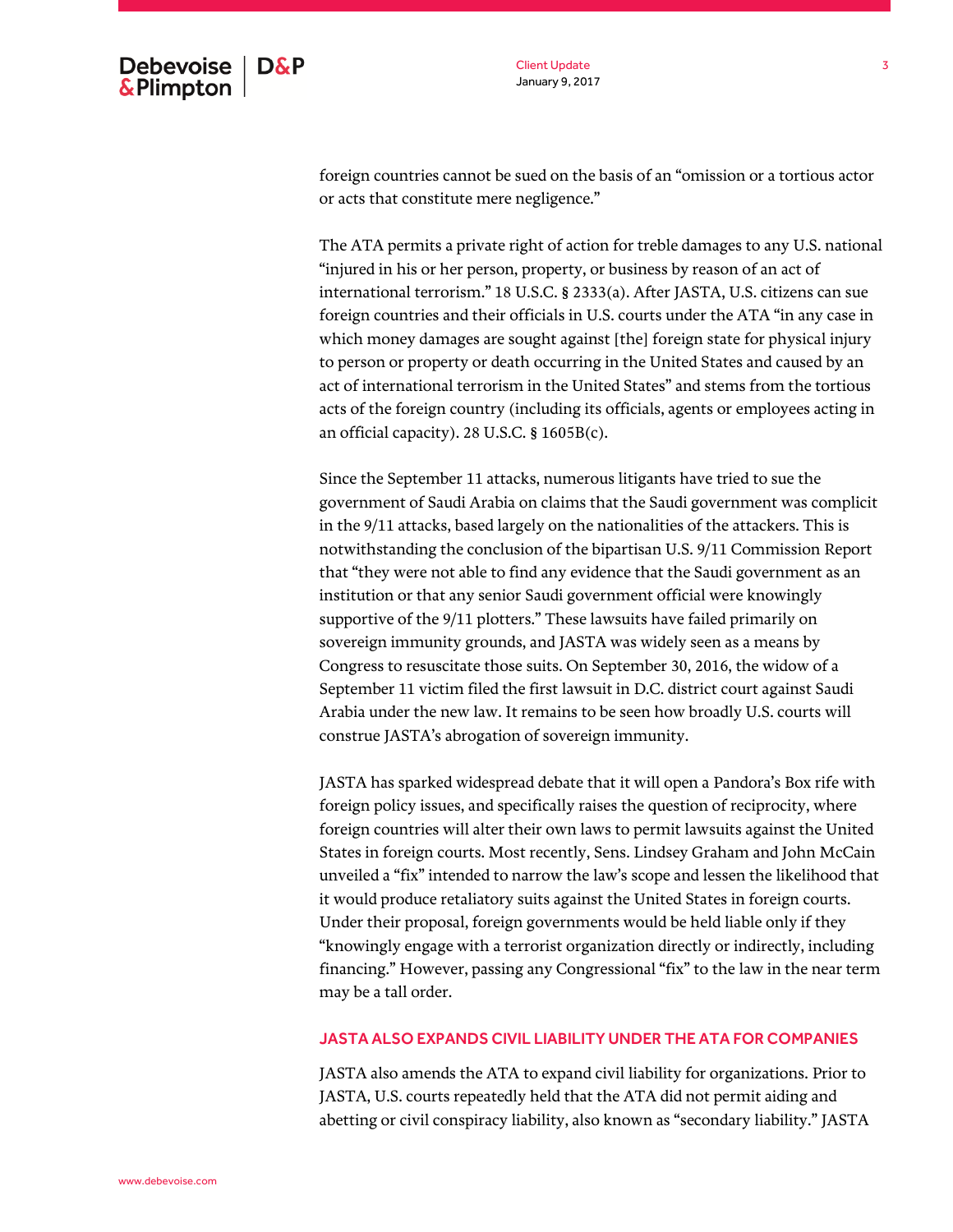foreign countries cannot be sued on the basis of an "omission or a tortious actor or acts that constitute mere negligence."

The ATA permits a private right of action for treble damages to any U.S. national "injured in his or her person, property, or business by reason of an act of international terrorism." 18 U.S.C. § 2333(a). After JASTA, U.S. citizens can sue foreign countries and their officials in U.S. courts under the ATA "in any case in which money damages are sought against [the] foreign state for physical injury to person or property or death occurring in the United States and caused by an act of international terrorism in the United States" and stems from the tortious acts of the foreign country (including its officials, agents or employees acting in an official capacity). 28 U.S.C. § 1605B(c).

Since the September 11 attacks, numerous litigants have tried to sue the government of Saudi Arabia on claims that the Saudi government was complicit in the 9/11 attacks, based largely on the nationalities of the attackers. This is notwithstanding the conclusion of the bipartisan U.S. 9/11 Commission Report that "they were not able to find any evidence that the Saudi government as an institution or that any senior Saudi government official were knowingly supportive of the 9/11 plotters." These lawsuits have failed primarily on sovereign immunity grounds, and JASTA was widely seen as a means by Congress to resuscitate those suits. On September 30, 2016, the widow of a September 11 victim filed the first lawsuit in D.C. district court against Saudi Arabia under the new law. It remains to be seen how broadly U.S. courts will construe JASTA's abrogation of sovereign immunity.

JASTA has sparked widespread debate that it will open a Pandora's Box rife with foreign policy issues, and specifically raises the question of reciprocity, where foreign countries will alter their own laws to permit lawsuits against the United States in foreign courts. Most recently, Sens. Lindsey Graham and John McCain unveiled a "fix" intended to narrow the law's scope and lessen the likelihood that it would produce retaliatory suits against the United States in foreign courts. Under their proposal, foreign governments would be held liable only if they "knowingly engage with a terrorist organization directly or indirectly, including financing." However, passing any Congressional "fix" to the law in the near term may be a tall order.

## JASTA ALSO EXPANDS CIVIL LIABILITY UNDER THE ATA FOR COMPANIES

JASTA also amends the ATA to expand civil liability for organizations. Prior to JASTA, U.S. courts repeatedly held that the ATA did not permit aiding and abetting or civil conspiracy liability, also known as "secondary liability." JASTA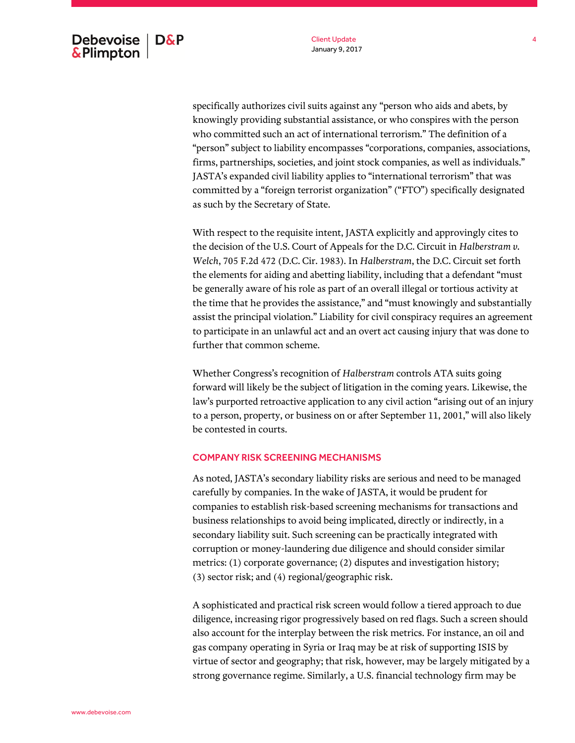specifically authorizes civil suits against any "person who aids and abets, by knowingly providing substantial assistance, or who conspires with the person who committed such an act of international terrorism." The definition of a "person" subject to liability encompasses "corporations, companies, associations, firms, partnerships, societies, and joint stock companies, as well as individuals." JASTA's expanded civil liability applies to "international terrorism" that was committed by a "foreign terrorist organization" ("FTO") specifically designated as such by the Secretary of State.

With respect to the requisite intent, JASTA explicitly and approvingly cites to the decision of the U.S. Court of Appeals for the D.C. Circuit in *Halberstram v. Welch*, 705 F.2d 472 (D.C. Cir. 1983). In *Halberstram*, the D.C. Circuit set forth the elements for aiding and abetting liability, including that a defendant "must be generally aware of his role as part of an overall illegal or tortious activity at the time that he provides the assistance," and "must knowingly and substantially assist the principal violation." Liability for civil conspiracy requires an agreement to participate in an unlawful act and an overt act causing injury that was done to further that common scheme.

Whether Congress's recognition of *Halberstram* controls ATA suits going forward will likely be the subject of litigation in the coming years. Likewise, the law's purported retroactive application to any civil action "arising out of an injury to a person, property, or business on or after September 11, 2001," will also likely be contested in courts.

## COMPANY RISK SCREENING MECHANISMS

As noted, JASTA's secondary liability risks are serious and need to be managed carefully by companies. In the wake of JASTA, it would be prudent for companies to establish risk-based screening mechanisms for transactions and business relationships to avoid being implicated, directly or indirectly, in a secondary liability suit. Such screening can be practically integrated with corruption or money-laundering due diligence and should consider similar metrics: (1) corporate governance; (2) disputes and investigation history; (3) sector risk; and (4) regional/geographic risk.

A sophisticated and practical risk screen would follow a tiered approach to due diligence, increasing rigor progressively based on red flags. Such a screen should also account for the interplay between the risk metrics. For instance, an oil and gas company operating in Syria or Iraq may be at risk of supporting ISIS by virtue of sector and geography; that risk, however, may be largely mitigated by a strong governance regime. Similarly, a U.S. financial technology firm may be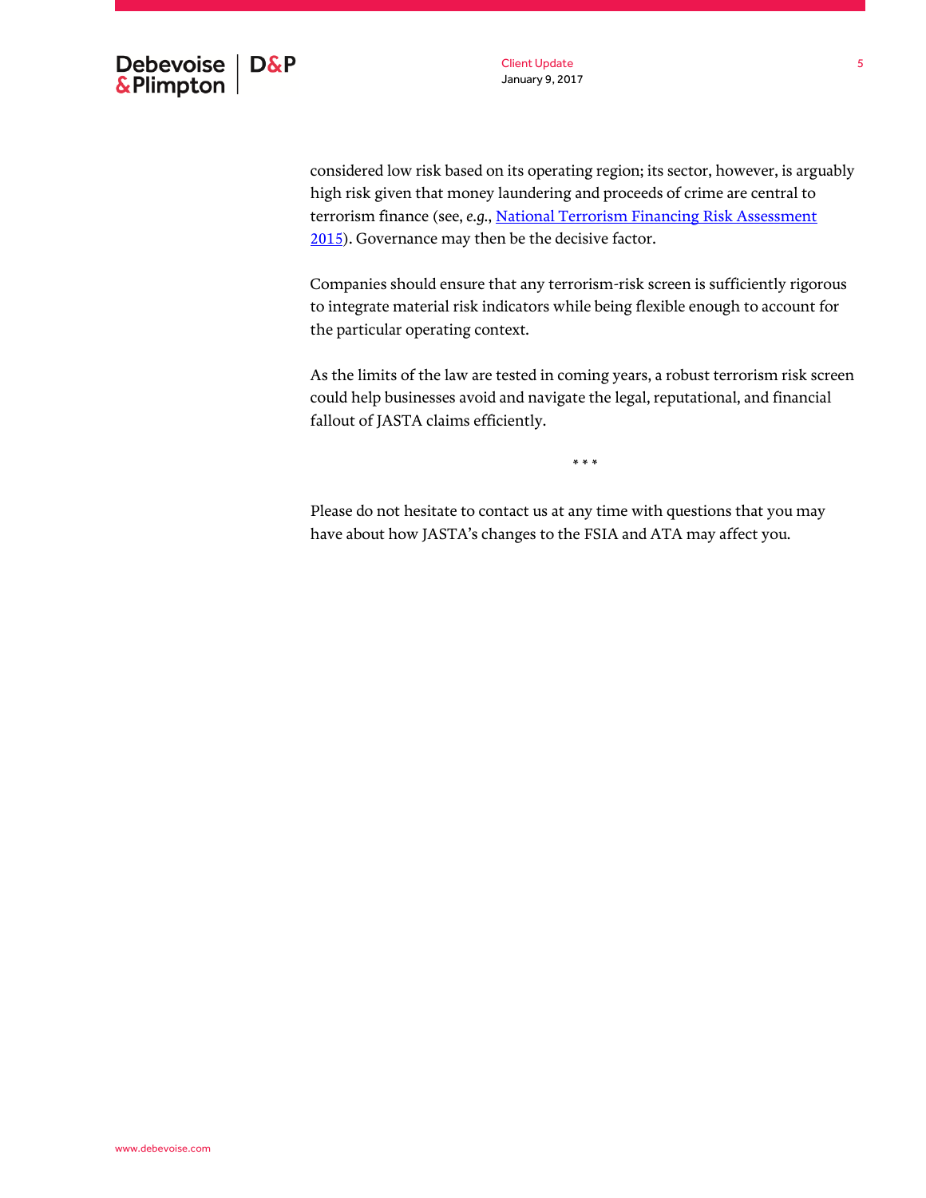considered low risk based on its operating region; its sector, however, is arguably high risk given that money laundering and proceeds of crime are central to terrorism finance (see, *e.g.*, [National Terrorism Financing Risk Assessment 2015]). Governance may then be the decisive factor.

Companies should ensure that any terrorism-risk screen is sufficiently rigorous to integrate material risk indicators while being flexible enough to account for the particular operating context.

As the limits of the law are tested in coming years, a robust terrorism risk screen could help businesses avoid and navigate the legal, reputational, and financial fallout of JASTA claims efficiently.

\* \* \*

Please do not hesitate to contact us at any time with questions that you may have about how JASTA's changes to the FSIA and ATA may affect you.